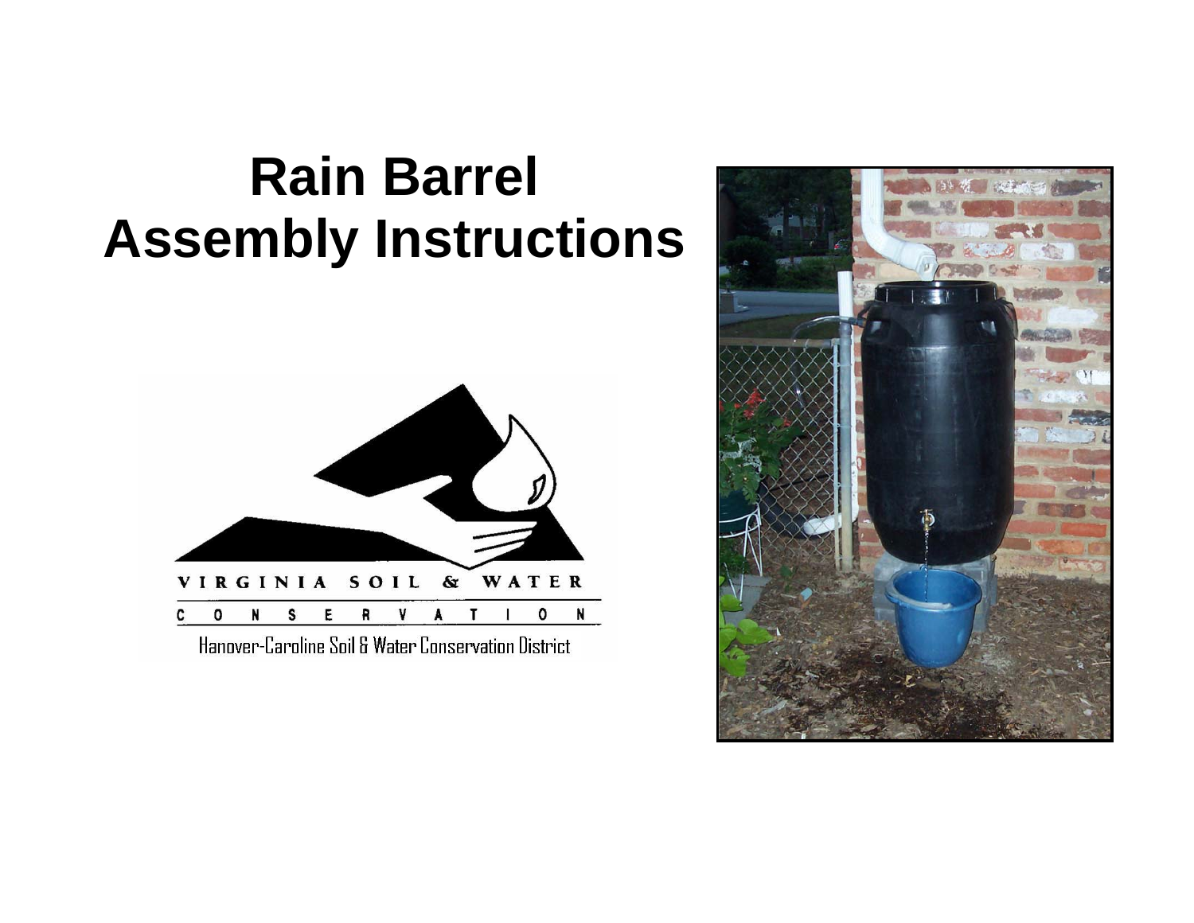# Rain Barrel Assembly Instructions

VIRGINIA SOIL & WATER

CONSERVATION

Hanover-Caroline Soil & Water Conservation District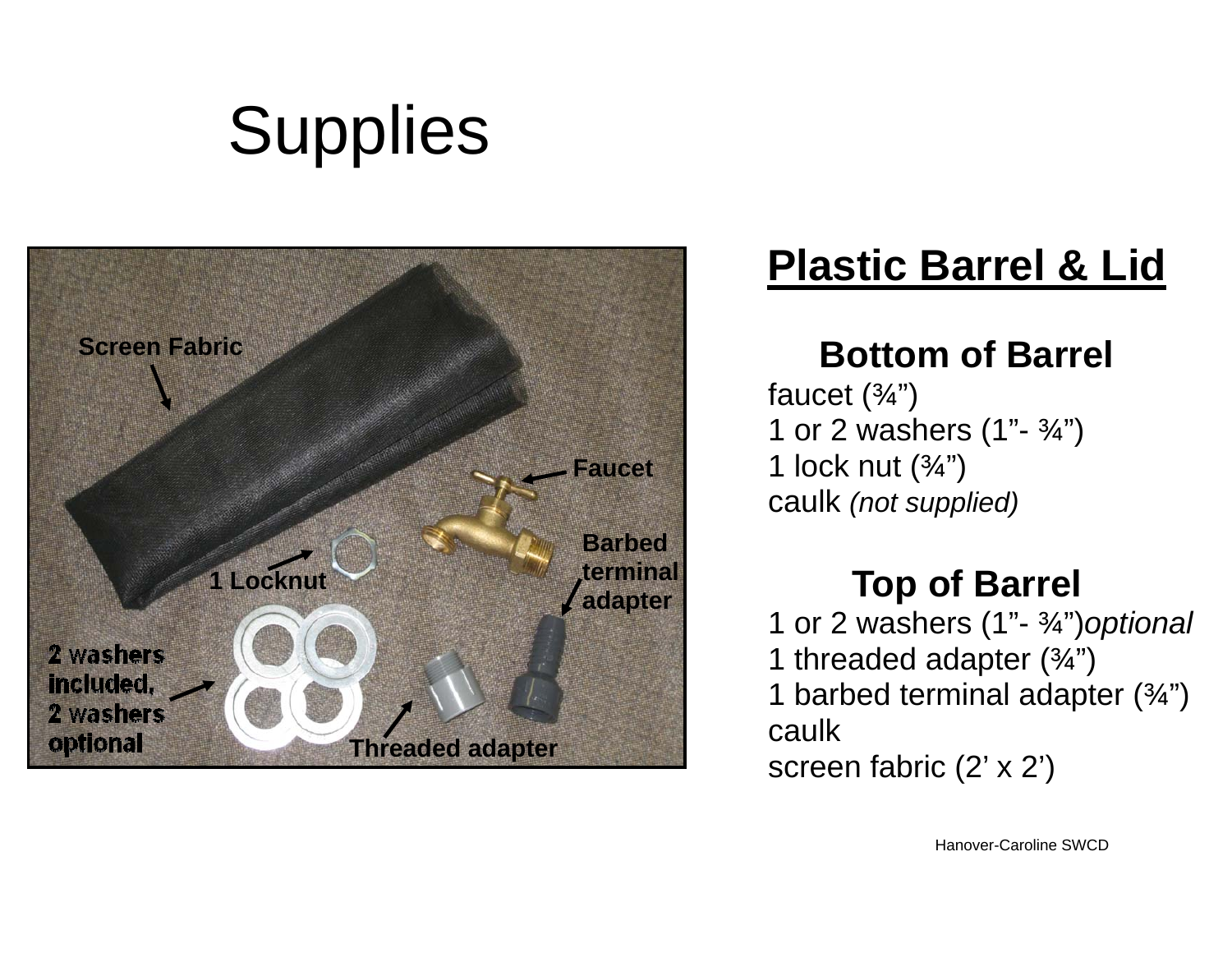# Supplies

## Plastic Barrel & Lid

### Bottom of Barrel

faucet (¾”)
1 or 2 washers (1”- ¾”)
1 lock nut (¾”)
caulk *(not supplied)*

### Top of Barrel

1 or 2 washers (1”- ¾”)*optional*
1 threaded adapter (¾”)
1 barbed terminal adapter (¾”)
caulk
screen fabric (2’ x 2’)

Hanover-Caroline SWCD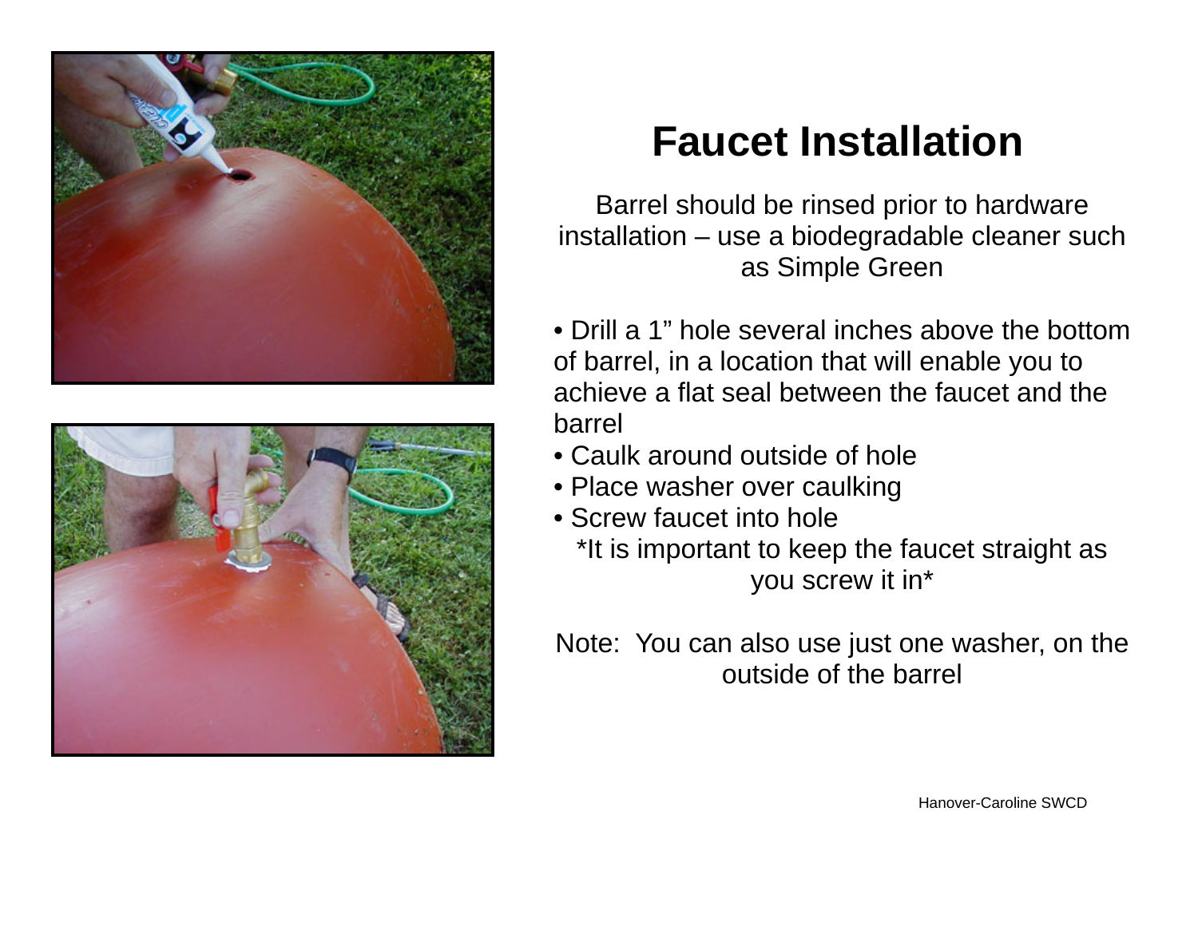# Faucet Installation

Barrel should be rinsed prior to hardware installation – use a biodegradable cleaner such as Simple Green

- Drill a 1" hole several inches above the bottom of barrel, in a location that will enable you to achieve a flat seal between the faucet and the barrel
- Caulk around outside of hole
- Place washer over caulking
- Screw faucet into hole

*It is important to keep the faucet straight as you screw it in*

Note: You can also use just one washer, on the outside of the barrel

Hanover-Caroline SWCD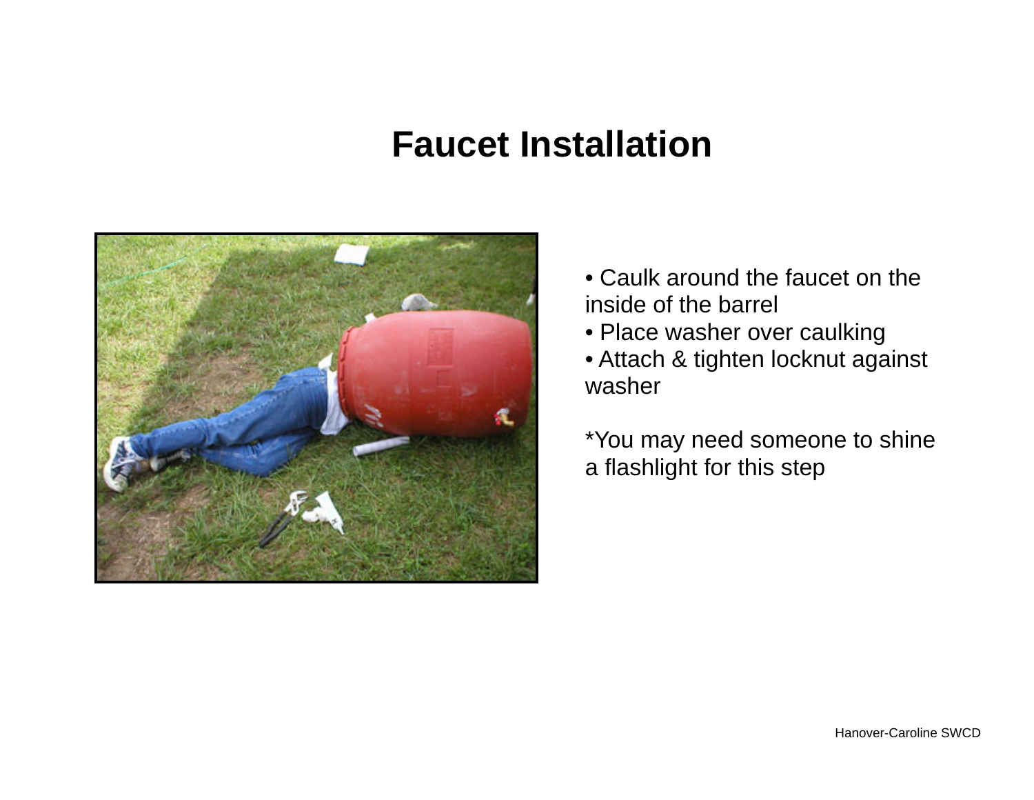# Faucet Installation

- Caulk around the faucet on the inside of the barrel
- Place washer over caulking
- Attach & tighten locknut against washer

*You may need someone to shine a flashlight for this step

Hanover-Caroline SWCD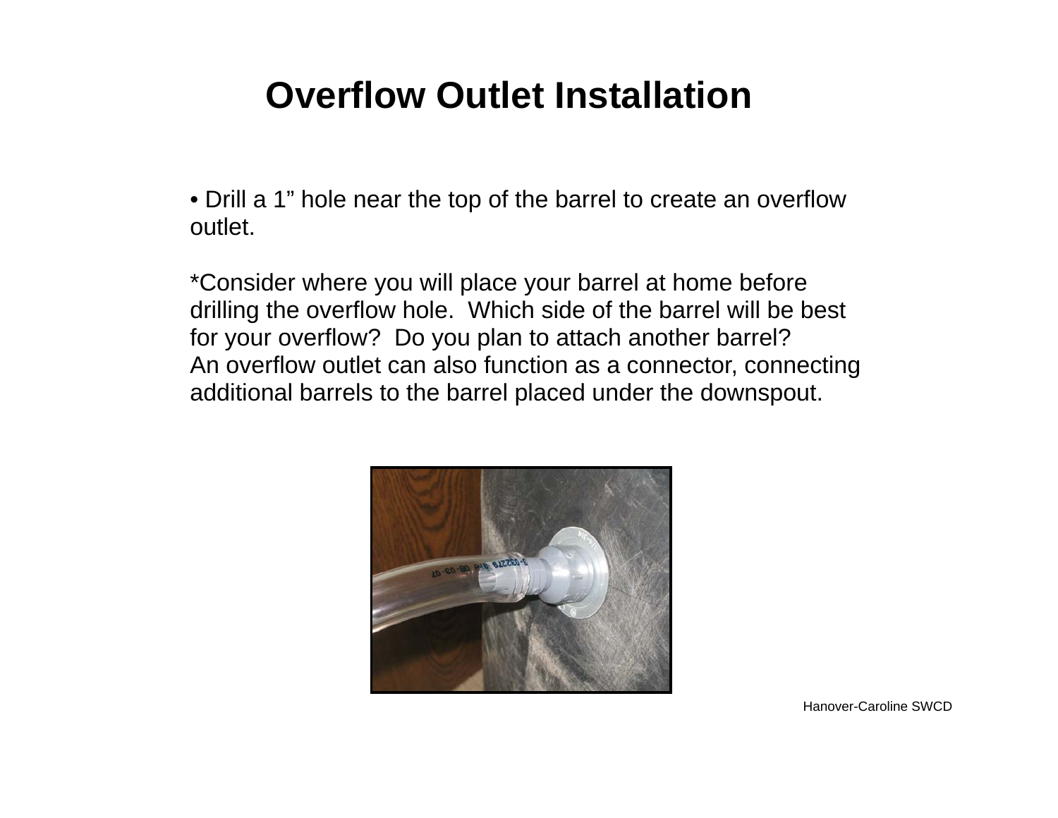# Overflow Outlet Installation

• Drill a 1" hole near the top of the barrel to create an overflow outlet.

*Consider where you will place your barrel at home before drilling the overflow hole. Which side of the barrel will be best for your overflow? Do you plan to attach another barrel? An overflow outlet can also function as a connector, connecting additional barrels to the barrel placed under the downspout.

Hanover-Caroline SWCD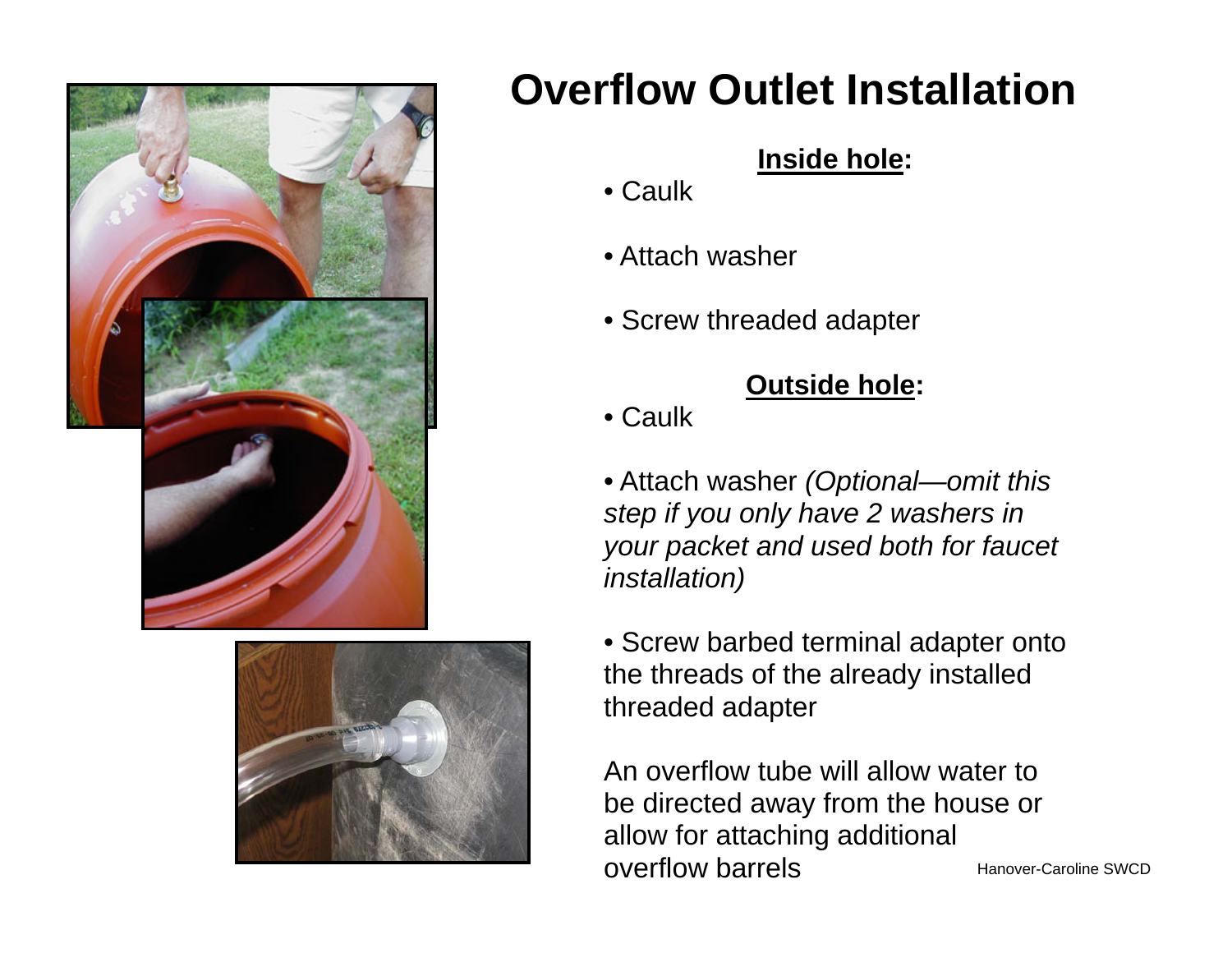# Overflow Outlet Installation

**Inside hole:**

- Caulk
- Attach washer
- Screw threaded adapter

**Outside hole:**

- Caulk
- Attach washer *(Optional—omit this step if you only have 2 washers in your packet and used both for faucet installation)*
- Screw barbed terminal adapter onto the threads of the already installed threaded adapter

An overflow tube will allow water to be directed away from the house or allow for attaching additional overflow barrels

Hanover-Caroline SWCD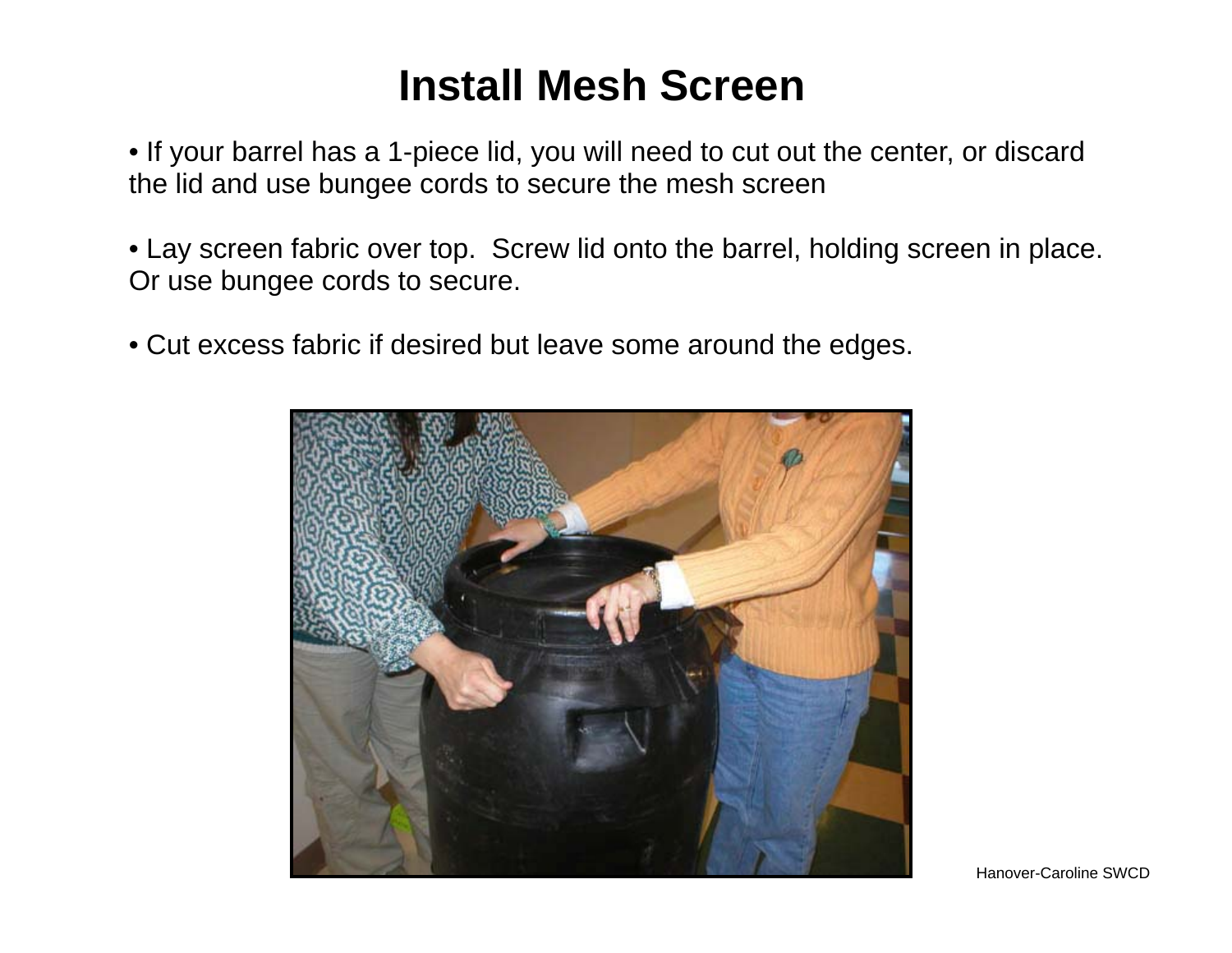# Install Mesh Screen

- If your barrel has a 1-piece lid, you will need to cut out the center, or discard the lid and use bungee cords to secure the mesh screen
- Lay screen fabric over top. Screw lid onto the barrel, holding screen in place. Or use bungee cords to secure.
- Cut excess fabric if desired but leave some around the edges.

Hanover-Caroline SWCD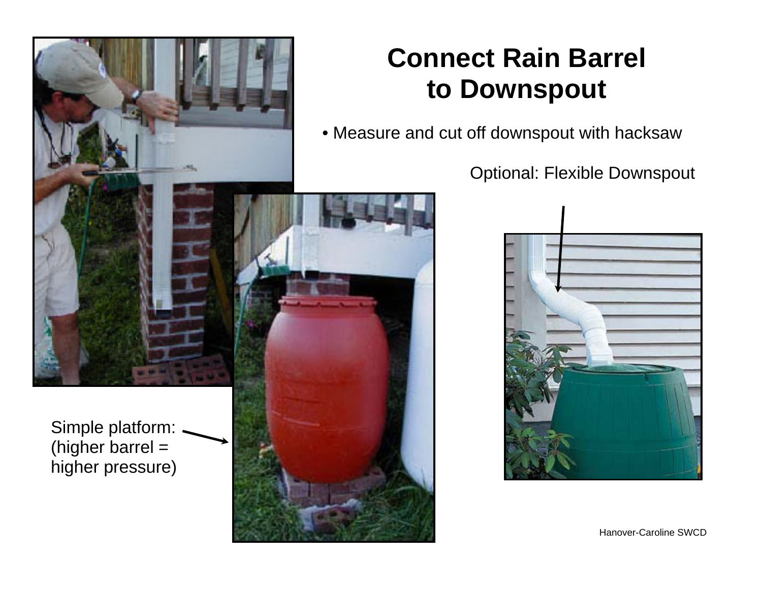# Connect Rain Barrel to Downspout

- Measure and cut off downspout with hacksaw

Optional: Flexible Downspout

Simple platform: (higher barrel = higher pressure)

Hanover-Caroline SWCD